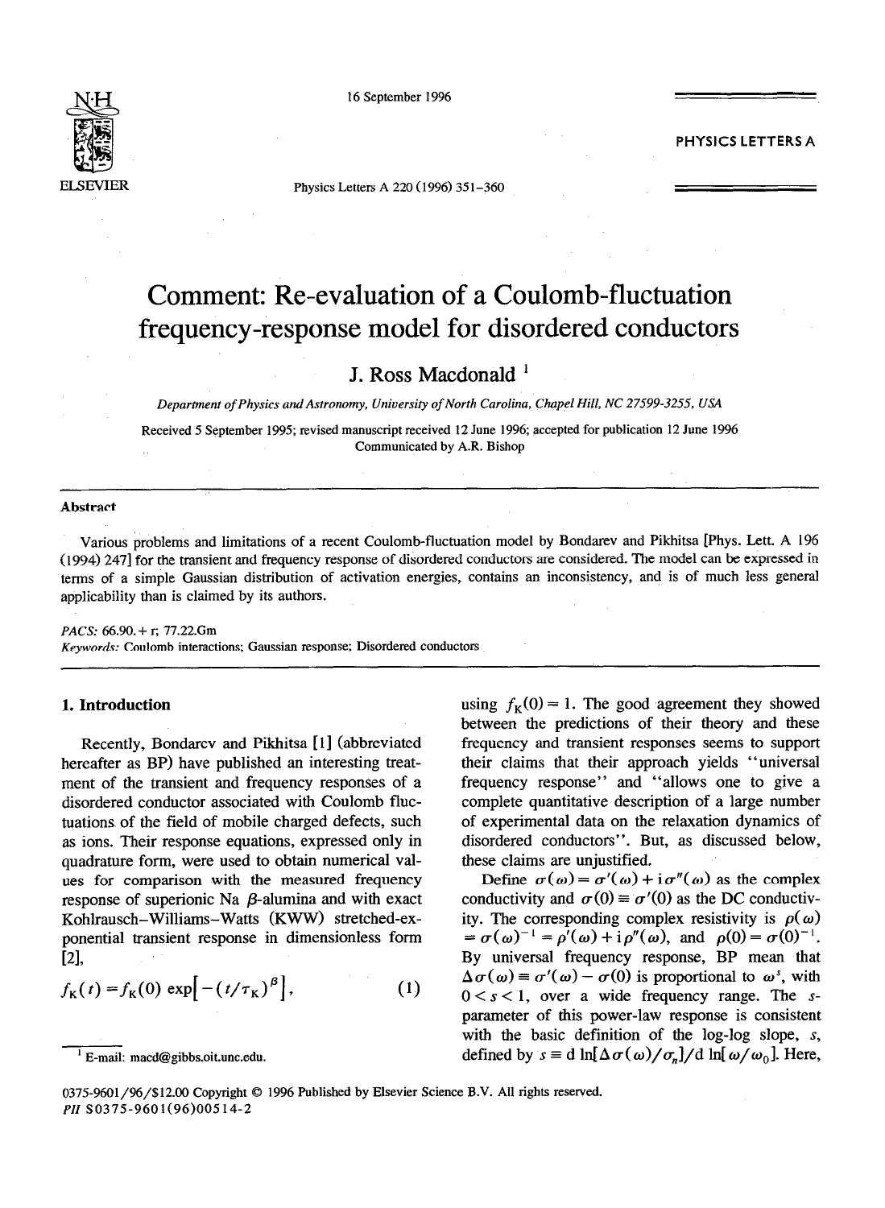# Comment: Re-evaluation of a Coulomb-fluctuation frequency-response model for disordered conductors

J. Ross Macdonald [1]

*Department of Physics and Astronomy, University of North Carolina, Chapel Hill, NC 27599-3255, USA*

Received 5 September 1995; revised manuscript received 12 June 1996; accepted for publication 12 June 1996
Communicated by A.R. Bishop

## Abstract

Various problems and limitations of a recent Coulomb-fluctuation model by Bondarev and Pikhitsa [Phys. Lett. A 196 (1994) 247] for the transient and frequency response of disordered conductors are considered. The model can be expressed in terms of a simple Gaussian distribution of activation energies, contains an inconsistency, and is of much less general applicability than is claimed by its authors.

*PACS:* 66.90.+ r; 77.22.Gm
*Keywords:* Coulomb interactions; Gaussian response; Disordered conductors

## 1. Introduction

Recently, Bondarev and Pikhitsa [1] (abbreviated hereafter as BP) have published an interesting treatment of the transient and frequency responses of a disordered conductor associated with Coulomb fluctuations of the field of mobile charged defects, such as ions. Their response equations, expressed only in quadrature form, were used to obtain numerical values for comparison with the measured frequency response of superionic Na $\beta$-alumina and with exact Kohlrausch-Williams-Watts (KWW) stretched-exponential transient response in dimensionless form [2],

$$f_K(t) = f_K(0) \exp\left[-(t/\tau_K)^{\beta}\right], \tag{1}$$

using $f_K(0) = 1$. The good agreement they showed between the predictions of their theory and these frequency and transient responses seems to support their claims that their approach yields "universal frequency response" and "allows one to give a complete quantitative description of a large number of experimental data on the relaxation dynamics of disordered conductors". But, as discussed below, these claims are unjustified.

Define $\sigma(\omega) = \sigma'(\omega) + i\sigma''(\omega)$ as the complex conductivity and $\sigma(0) \equiv \sigma'(0)$ as the DC conductivity. The corresponding complex resistivity is $\rho(\omega) = \sigma(\omega)^{-1} = \rho'(\omega) + i\rho''(\omega)$, and $\rho(0) = \sigma(0)^{-1}$. By universal frequency response, BP mean that $\Delta\sigma(\omega) \equiv \sigma'(\omega) - \sigma(0)$ is proportional to $\omega^s$, with $0 < s < 1$, over a wide frequency range. The $s$-parameter of this power-law response is consistent with the basic definition of the log-log slope, $s$, defined by $s \equiv \mathrm{d}\ln[\Delta\sigma(\omega)/\sigma_n]/\mathrm{d}\ln[\omega/\omega_0]$. Here,

[1] E-mail: macd@gibbs.oit.unc.edu.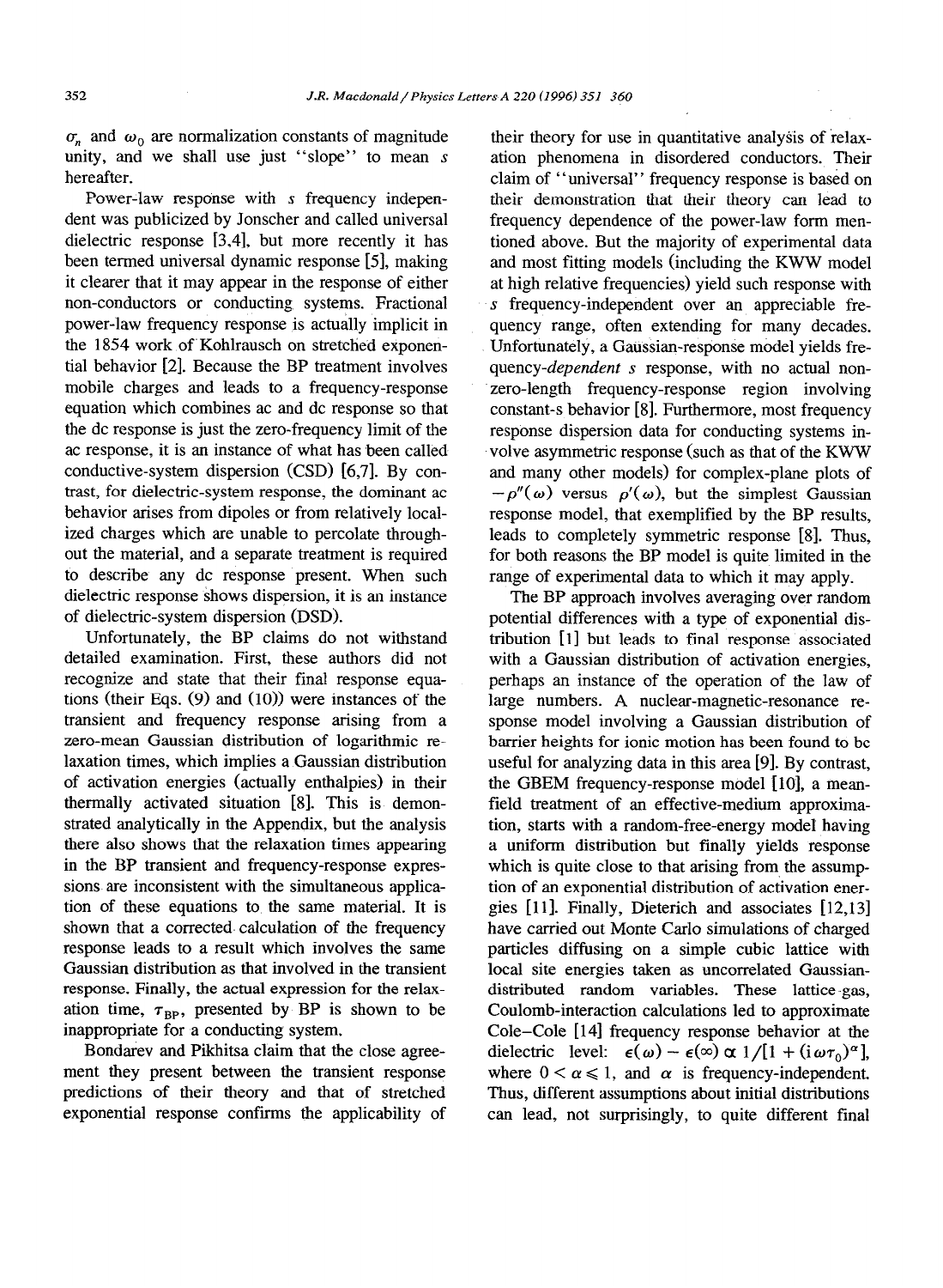$\sigma_n$ and $\omega_0$ are normalization constants of magnitude unity, and we shall use just "slope" to mean $s$ hereafter.

Power-law response with $s$ frequency independent was publicized by Jonscher and called universal dielectric response [3,4], but more recently it has been termed universal dynamic response [5], making it clearer that it may appear in the response of either non-conductors or conducting systems. Fractional power-law frequency response is actually implicit in the 1854 work of Kohlrausch on stretched exponential behavior [2]. Because the BP treatment involves mobile charges and leads to a frequency-response equation which combines ac and dc response so that the dc response is just the zero-frequency limit of the ac response, it is an instance of what has been called conductive-system dispersion (CSD) [6,7]. By contrast, for dielectric-system response, the dominant ac behavior arises from dipoles or from relatively localized charges which are unable to percolate throughout the material, and a separate treatment is required to describe any dc response present. When such dielectric response shows dispersion, it is an instance of dielectric-system dispersion (DSD).

Unfortunately, the BP claims do not withstand detailed examination. First, these authors did not recognize and state that their final response equations (their Eqs. (9) and (10)) were instances of the transient and frequency response arising from a zero-mean Gaussian distribution of logarithmic relaxation times, which implies a Gaussian distribution of activation energies (actually enthalpies) in their thermally activated situation [8]. This is demonstrated analytically in the Appendix, but the analysis there also shows that the relaxation times appearing in the BP transient and frequency-response expressions are inconsistent with the simultaneous application of these equations to the same material. It is shown that a corrected calculation of the frequency response leads to a result which involves the same Gaussian distribution as that involved in the transient response. Finally, the actual expression for the relaxation time, $\tau_{BP}$, presented by BP is shown to be inappropriate for a conducting system.

Bondarev and Pikhitsa claim that the close agreement they present between the transient response predictions of their theory and that of stretched exponential response confirms the applicability of their theory for use in quantitative analysis of relaxation phenomena in disordered conductors. Their claim of "universal" frequency response is based on their demonstration that their theory can lead to frequency dependence of the power-law form mentioned above. But the majority of experimental data and most fitting models (including the KWW model at high relative frequencies) yield such response with $s$ frequency-independent over an appreciable frequency range, often extending for many decades. Unfortunately, a Gaussian-response model yields frequency-*dependent* $s$ response, with no actual non-zero-length frequency-response region involving constant-$s$ behavior [8]. Furthermore, most frequency response dispersion data for conducting systems involve asymmetric response (such as that of the KWW and many other models) for complex-plane plots of $-\rho''(\omega)$ versus $\rho'(\omega)$, but the simplest Gaussian response model, that exemplified by the BP results, leads to completely symmetric response [8]. Thus, for both reasons the BP model is quite limited in the range of experimental data to which it may apply.

The BP approach involves averaging over random potential differences with a type of exponential distribution [1] but leads to final response associated with a Gaussian distribution of activation energies, perhaps an instance of the operation of the law of large numbers. A nuclear-magnetic-resonance response model involving a Gaussian distribution of barrier heights for ionic motion has been found to be useful for analyzing data in this area [9]. By contrast, the GBEM frequency-response model [10], a mean-field treatment of an effective-medium approximation, starts with a random-free-energy model having a uniform distribution but finally yields response which is quite close to that arising from the assumption of an exponential distribution of activation energies [11]. Finally, Dieterich and associates [12,13] have carried out Monte Carlo simulations of charged particles diffusing on a simple cubic lattice with local site energies taken as uncorrelated Gaussian-distributed random variables. These lattice-gas, Coulomb-interaction calculations led to approximate Cole–Cole [14] frequency response behavior at the dielectric level: $\epsilon(\omega) - \epsilon(\infty) \propto 1/[1 + (\mathrm{i}\omega\tau_0)^\alpha]$, where $0 < \alpha \leqslant 1$, and $\alpha$ is frequency-independent. Thus, different assumptions about initial distributions can lead, not surprisingly, to quite different final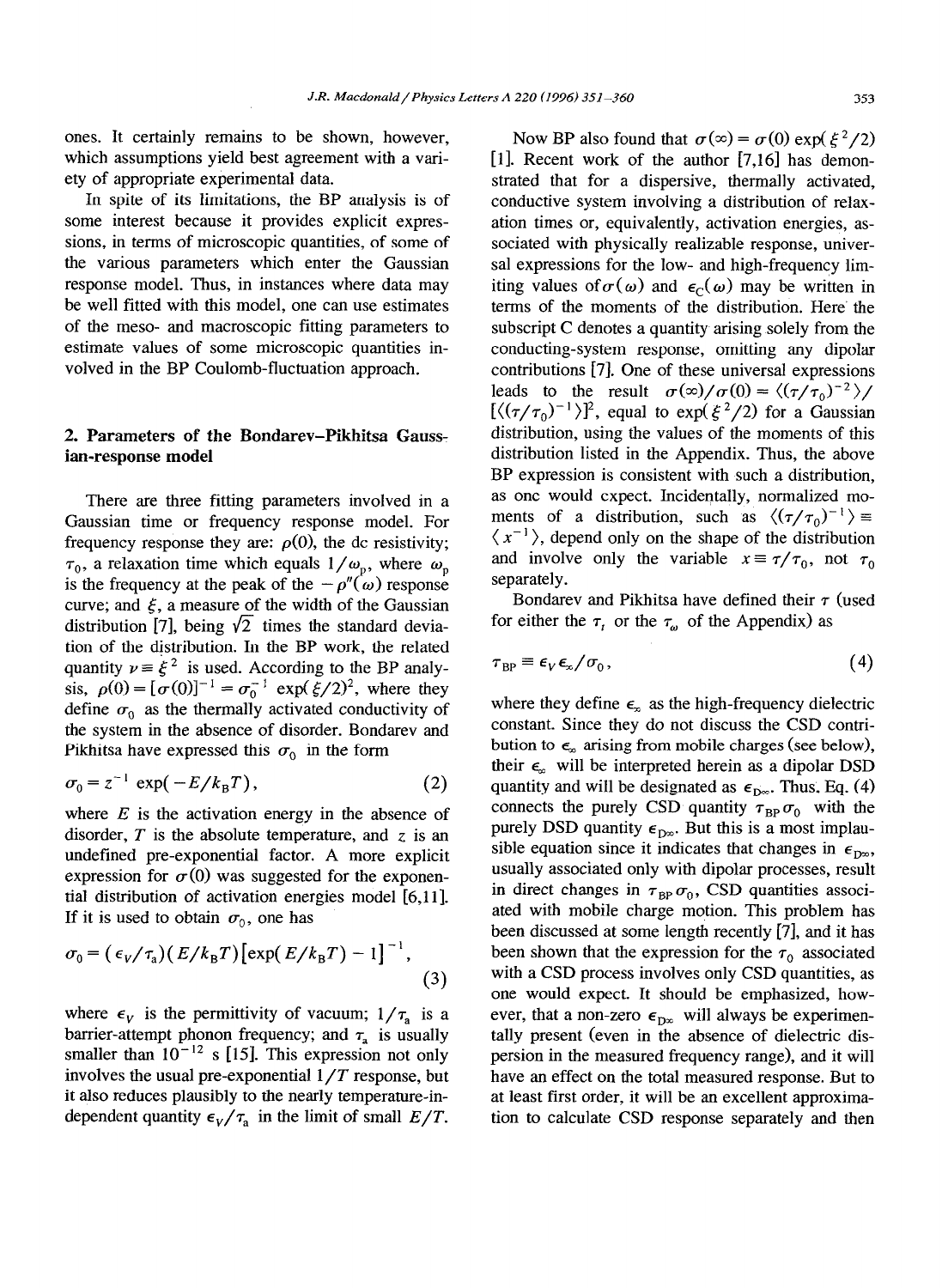ones. It certainly remains to be shown, however, which assumptions yield best agreement with a variety of appropriate experimental data.

In spite of its limitations, the BP analysis is of some interest because it provides explicit expressions, in terms of microscopic quantities, of some of the various parameters which enter the Gaussian response model. Thus, in instances where data may be well fitted with this model, one can use estimates of the meso- and macroscopic fitting parameters to estimate values of some microscopic quantities involved in the BP Coulomb-fluctuation approach.

## 2. Parameters of the Bondarev–Pikhitsa Gaussian-response model

There are three fitting parameters involved in a Gaussian time or frequency response model. For frequency response they are: $\rho(0)$, the dc resistivity; $\tau_0$, a relaxation time which equals $1/\omega_p$, where $\omega_p$ is the frequency at the peak of the $-\rho''(\omega)$ response curve; and $\xi$, a measure of the width of the Gaussian distribution [7], being $\sqrt{2}$ times the standard deviation of the distribution. In the BP work, the related quantity $\nu \equiv \xi^2$ is used. According to the BP analysis, $\rho(0) = [\sigma(0)]^{-1} = \sigma_0^{-1}\exp(\xi/2)^2$, where they define $\sigma_0$ as the thermally activated conductivity of the system in the absence of disorder. Bondarev and Pikhitsa have expressed this $\sigma_0$ in the form

$$\sigma_0 = z^{-1}\exp(-E/k_B T), \tag{2}$$

where $E$ is the activation energy in the absence of disorder, $T$ is the absolute temperature, and $z$ is an undefined pre-exponential factor. A more explicit expression for $\sigma(0)$ was suggested for the exponential distribution of activation energies model [6,11]. If it is used to obtain $\sigma_0$, one has

$$\sigma_0 = (\epsilon_V/\tau_a)(E/k_B T)\left[\exp(E/k_B T) - 1\right]^{-1}, \tag{3}$$

where $\epsilon_V$ is the permittivity of vacuum; $1/\tau_a$ is a barrier-attempt phonon frequency; and $\tau_a$ is usually smaller than $10^{-12}$ s [15]. This expression not only involves the usual pre-exponential $1/T$ response, but it also reduces plausibly to the nearly temperature-independent quantity $\epsilon_V/\tau_a$ in the limit of small $E/T$.

Now BP also found that $\sigma(\infty) = \sigma(0)\exp(\xi^2/2)$ [1]. Recent work of the author [7,16] has demonstrated that for a dispersive, thermally activated, conductive system involving a distribution of relaxation times or, equivalently, activation energies, associated with physically realizable response, universal expressions for the low- and high-frequency limiting values of $\sigma(\omega)$ and $\epsilon_C(\omega)$ may be written in terms of the moments of the distribution. Here the subscript C denotes a quantity arising solely from the conducting-system response, omitting any dipolar contributions [7]. One of these universal expressions leads to the result $\sigma(\infty)/\sigma(0) = \langle(\tau/\tau_0)^{-2}\rangle/[\langle(\tau/\tau_0)^{-1}\rangle]^2$, equal to $\exp(\xi^2/2)$ for a Gaussian distribution, using the values of the moments of this distribution listed in the Appendix. Thus, the above BP expression is consistent with such a distribution, as one would expect. Incidentally, normalized moments of a distribution, such as $\langle(\tau/\tau_0)^{-1}\rangle \equiv \langle x^{-1}\rangle$, depend only on the shape of the distribution and involve only the variable $x \equiv \tau/\tau_0$, not $\tau_0$ separately.

Bondarev and Pikhitsa have defined their $\tau$ (used for either the $\tau_t$ or the $\tau_\omega$ of the Appendix) as

$$\tau_{BP} \equiv \epsilon_V \epsilon_\infty/\sigma_0, \tag{4}$$

where they define $\epsilon_\infty$ as the high-frequency dielectric constant. Since they do not discuss the CSD contribution to $\epsilon_\infty$ arising from mobile charges (see below), their $\epsilon_\infty$ will be interpreted herein as a dipolar DSD quantity and will be designated as $\epsilon_{D\infty}$. Thus, Eq. (4) connects the purely CSD quantity $\tau_{BP}\sigma_0$ with the purely DSD quantity $\epsilon_{D\infty}$. But this is a most implausible equation since it indicates that changes in $\epsilon_{D\infty}$, usually associated only with dipolar processes, result in direct changes in $\tau_{BP}\sigma_0$, CSD quantities associated with mobile charge motion. This problem has been discussed at some length recently [7], and it has been shown that the expression for the $\tau_0$ associated with a CSD process involves only CSD quantities, as one would expect. It should be emphasized, however, that a non-zero $\epsilon_{D\infty}$ will always be experimentally present (even in the absence of dielectric dispersion in the measured frequency range), and it will have an effect on the total measured response. But to at least first order, it will be an excellent approximation to calculate CSD response separately and then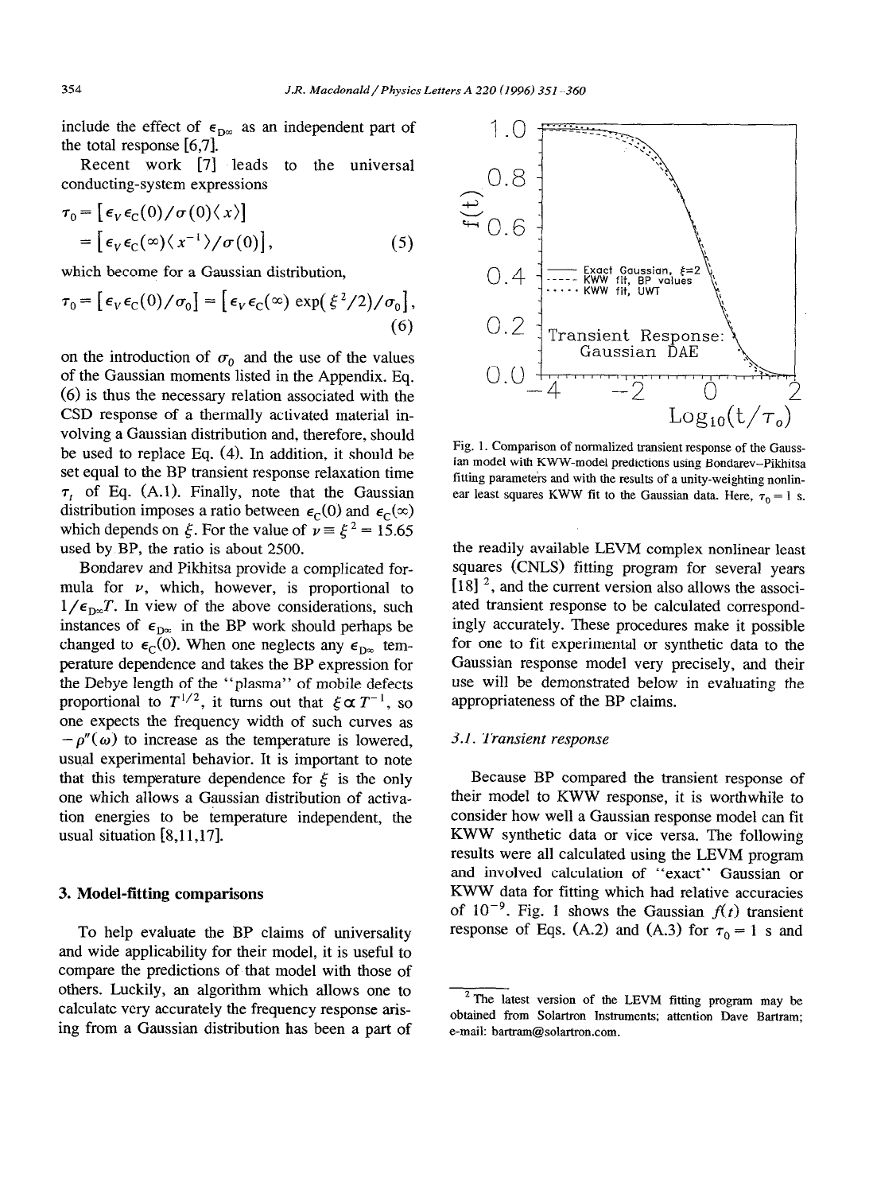include the effect of $\epsilon_{D\infty}$ as an independent part of the total response [6,7].

Recent work [7] leads to the universal conducting-system expressions

$$\tau_0 = [\epsilon_V \epsilon_C(0)/\sigma(0)\langle x\rangle] = [\epsilon_V \epsilon_C(\infty)\langle x^{-1}\rangle/\sigma(0)], \quad (5)$$

which become for a Gaussian distribution,

$$\tau_0 = [\epsilon_V \epsilon_C(0)/\sigma_0] = [\epsilon_V \epsilon_C(\infty) \exp(\xi^2/2)/\sigma_0], \quad (6)$$

on the introduction of $\sigma_0$ and the use of the values of the Gaussian moments listed in the Appendix. Eq. (6) is thus the necessary relation associated with the CSD response of a thermally activated material involving a Gaussian distribution and, therefore, should be used to replace Eq. (4). In addition, it should be set equal to the BP transient response relaxation time $\tau_t$ of Eq. (A.1). Finally, note that the Gaussian distribution imposes a ratio between $\epsilon_C(0)$ and $\epsilon_C(\infty)$ which depends on $\xi$. For the value of $\nu \equiv \xi^2 = 15.65$ used by BP, the ratio is about 2500.

Bondarev and Pikhitsa provide a complicated formula for $\nu$, which, however, is proportional to $1/\epsilon_{D\infty}T$. In view of the above considerations, such instances of $\epsilon_{D\infty}$ in the BP work should perhaps be changed to $\epsilon_C(0)$. When one neglects any $\epsilon_{D\infty}$ temperature dependence and takes the BP expression for the Debye length of the "plasma" of mobile defects proportional to $T^{1/2}$, it turns out that $\xi \propto T^{-1}$, so one expects the frequency width of such curves as $-\rho''(\omega)$ to increase as the temperature is lowered, usual experimental behavior. It is important to note that this temperature dependence for $\xi$ is the only one which allows a Gaussian distribution of activation energies to be temperature independent, the usual situation [8,11,17].

## 3. Model-fitting comparisons

To help evaluate the BP claims of universality and wide applicability for their model, it is useful to compare the predictions of that model with those of others. Luckily, an algorithm which allows one to calculate very accurately the frequency response arising from a Gaussian distribution has been a part of the readily available LEVM complex nonlinear least squares (CNLS) fitting program for several years [18] [2], and the current version also allows the associated transient response to be calculated correspondingly accurately. These procedures make it possible for one to fit experimental or synthetic data to the Gaussian response model very precisely, and their use will be demonstrated below in evaluating the appropriateness of the BP claims.

Fig. 1. Comparison of normalized transient response of the Gaussian model with KWW-model predictions using Bondarev–Pikhitsa fitting parameters and with the results of a unity-weighting nonlinear least squares KWW fit to the Gaussian data. Here, $\tau_0 = 1$ s.

### 3.1. Transient response

Because BP compared the transient response of their model to KWW response, it is worthwhile to consider how well a Gaussian response model can fit KWW synthetic data or vice versa. The following results were all calculated using the LEVM program and involved calculation of "exact" Gaussian or KWW data for fitting which had relative accuracies of $10^{-9}$. Fig. 1 shows the Gaussian $f(t)$ transient response of Eqs. (A.2) and (A.3) for $\tau_0 = 1$ s and

[2] The latest version of the LEVM fitting program may be obtained from Solartron Instruments; attention Dave Bartram; e-mail: bartram@solartron.com.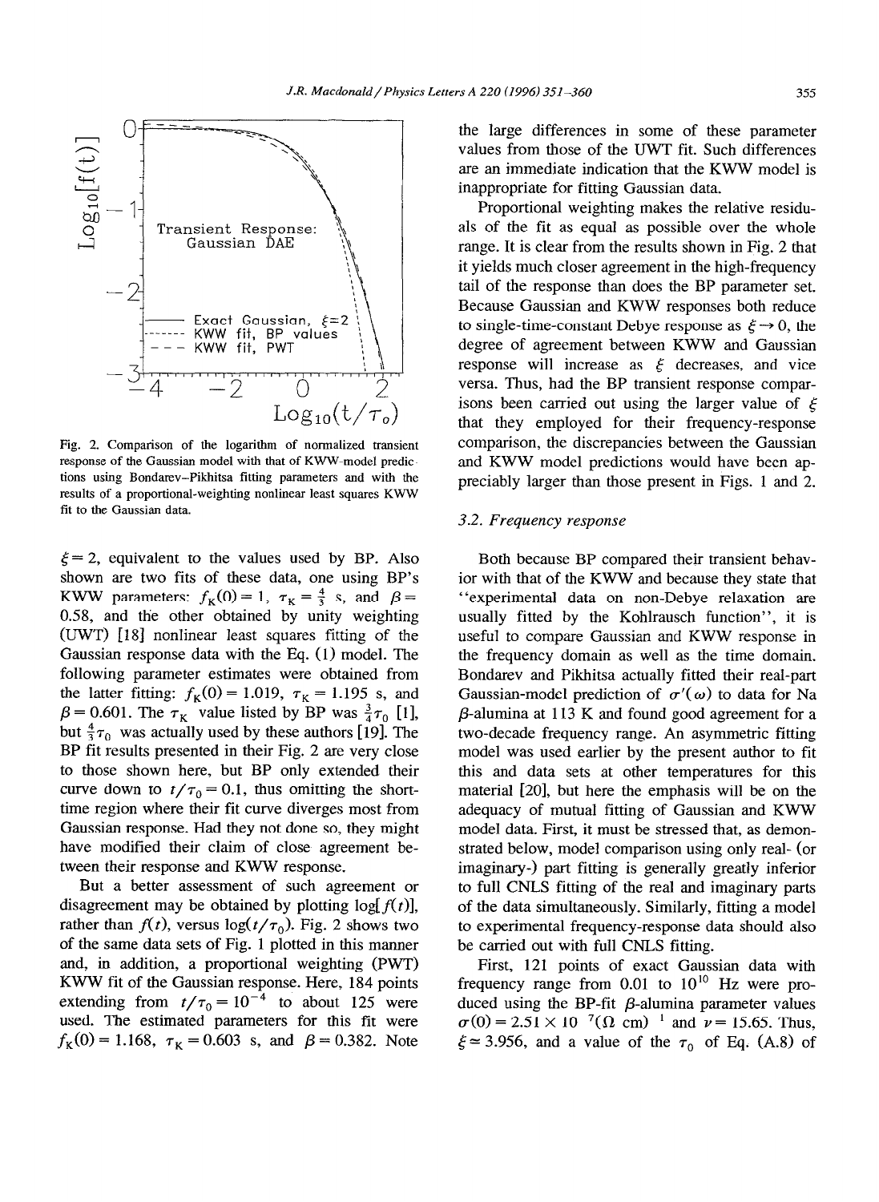Fig. 2. Comparison of the logarithm of normalized transient response of the Gaussian model with that of KWW-model predictions using Bondarev–Pikhitsa fitting parameters and with the results of a proportional-weighting nonlinear least squares KWW fit to the Gaussian data.

$\xi = 2$, equivalent to the values used by BP. Also shown are two fits of these data, one using BP's KWW parameters: $f_K(0) = 1$, $\tau_K = \frac{4}{3}$ s, and $\beta = 0.58$, and the other obtained by unity weighting (UWT) [18] nonlinear least squares fitting of the Gaussian response data with the Eq. (1) model. The following parameter estimates were obtained from the latter fitting: $f_K(0) = 1.019$, $\tau_K = 1.195$ s, and $\beta = 0.601$. The $\tau_K$ value listed by BP was $\frac{3}{4}\tau_0$ [1], but $\frac{4}{3}\tau_0$ was actually used by these authors [19]. The BP fit results presented in their Fig. 2 are very close to those shown here, but BP only extended their curve down to $t/\tau_0 = 0.1$, thus omitting the short-time region where their fit curve diverges most from Gaussian response. Had they not done so, they might have modified their claim of close agreement between their response and KWW response.

But a better assessment of such agreement or disagreement may be obtained by plotting $\log[f(t)]$, rather than $f(t)$, versus $\log(t/\tau_0)$. Fig. 2 shows two of the same data sets of Fig. 1 plotted in this manner and, in addition, a proportional weighting (PWT) KWW fit of the Gaussian response. Here, 184 points extending from $t/\tau_0 = 10^{-4}$ to about 125 were used. The estimated parameters for this fit were $f_K(0) = 1.168$, $\tau_K = 0.603$ s, and $\beta = 0.382$. Note the large differences in some of these parameter values from those of the UWT fit. Such differences are an immediate indication that the KWW model is inappropriate for fitting Gaussian data.

Proportional weighting makes the relative residuals of the fit as equal as possible over the whole range. It is clear from the results shown in Fig. 2 that it yields much closer agreement in the high-frequency tail of the response than does the BP parameter set. Because Gaussian and KWW responses both reduce to single-time-constant Debye response as $\xi \to 0$, the degree of agreement between KWW and Gaussian response will increase as $\xi$ decreases, and vice versa. Thus, had the BP transient response comparisons been carried out using the larger value of $\xi$ that they employed for their frequency-response comparison, the discrepancies between the Gaussian and KWW model predictions would have been appreciably larger than those present in Figs. 1 and 2.

### 3.2. Frequency response

Both because BP compared their transient behavior with that of the KWW and because they state that "experimental data on non-Debye relaxation are usually fitted by the Kohlrausch function", it is useful to compare Gaussian and KWW response in the frequency domain as well as the time domain. Bondarev and Pikhitsa actually fitted their real-part Gaussian-model prediction of $\sigma'(\omega)$ to data for Na $\beta$-alumina at 113 K and found good agreement for a two-decade frequency range. An asymmetric fitting model was used earlier by the present author to fit this and data sets at other temperatures for this material [20], but here the emphasis will be on the adequacy of mutual fitting of Gaussian and KWW model data. First, it must be stressed that, as demonstrated below, model comparison using only real- (or imaginary-) part fitting is generally greatly inferior to full CNLS fitting of the real and imaginary parts of the data simultaneously. Similarly, fitting a model to experimental frequency-response data should also be carried out with full CNLS fitting.

First, 121 points of exact Gaussian data with frequency range from 0.01 to $10^{10}$ Hz were produced using the BP-fit $\beta$-alumina parameter values $\sigma(0) = 2.51 \times 10^{-7} (\Omega\ \text{cm})^{-1}$ and $\nu = 15.65$. Thus, $\xi \simeq 3.956$, and a value of the $\tau_0$ of Eq. (A.8) of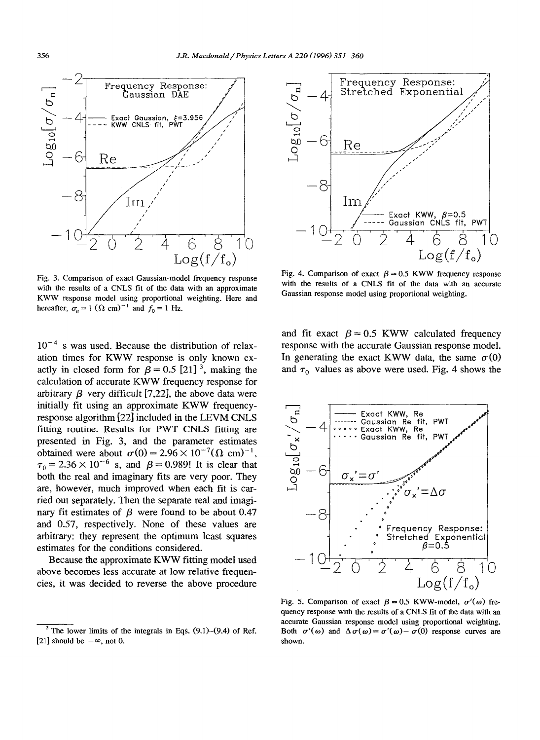Fig. 3. Comparison of exact Gaussian-model frequency response with the results of a CNLS fit of the data with an approximate KWW response model using proportional weighting. Here and hereafter, $\sigma_n = 1$ $(\Omega\ \text{cm})^{-1}$ and $f_0 = 1$ Hz.

Fig. 4. Comparison of exact $\beta = 0.5$ KWW frequency response with the results of a CNLS fit of the data with an accurate Gaussian response model using proportional weighting.

$10^{-4}$ s was used. Because the distribution of relaxation times for KWW response is only known exactly in closed form for $\beta = 0.5$ [21] [3], making the calculation of accurate KWW frequency response for arbitrary $\beta$ very difficult [7,22], the above data were initially fit using an approximate KWW frequency-response algorithm [22] included in the LEVM CNLS fitting routine. Results for PWT CNLS fitting are presented in Fig. 3, and the parameter estimates obtained were about $\sigma(0) = 2.96 \times 10^{-7} (\Omega\ \text{cm})^{-1}$, $\tau_0 = 2.36 \times 10^{-6}$ s, and $\beta = 0.989$! It is clear that both the real and imaginary fits are very poor. They are, however, much improved when each fit is carried out separately. Then the separate real and imaginary fit estimates of $\beta$ were found to be about 0.47 and 0.57, respectively. None of these values are arbitrary: they represent the optimum least squares estimates for the conditions considered.

Because the approximate KWW fitting model used above becomes less accurate at low relative frequencies, it was decided to reverse the above procedure and fit exact $\beta = 0.5$ KWW calculated frequency response with the accurate Gaussian response model. In generating the exact KWW data, the same $\sigma(0)$ and $\tau_0$ values as above were used. Fig. 4 shows the

Fig. 5. Comparison of exact $\beta = 0.5$ KWW-model, $\sigma'(\omega)$ frequency response with the results of a CNLS fit of the data with an accurate Gaussian response model using proportional weighting. Both $\sigma'(\omega)$ and $\Delta\sigma(\omega) = \sigma'(\omega) - \sigma(0)$ response curves are shown.

[3] The lower limits of the integrals in Eqs. (9.1)–(9.4) of Ref. [21] should be $-\infty$, not 0.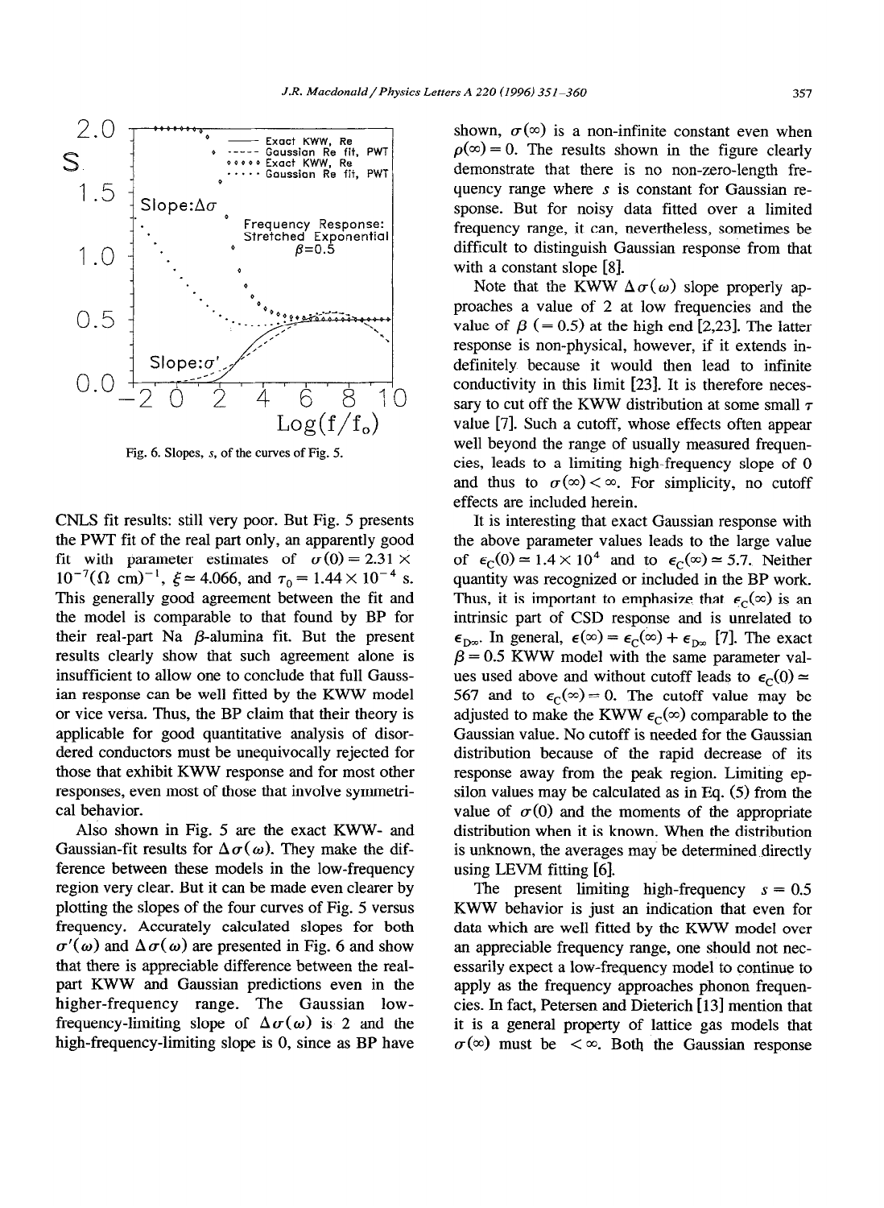Fig. 6. Slopes, $s$, of the curves of Fig. 5.

CNLS fit results: still very poor. But Fig. 5 presents the PWT fit of the real part only, an apparently good fit with parameter estimates of $\sigma(0) = 2.31 \times 10^{-7} (\Omega\ \text{cm})^{-1}$, $\xi \simeq 4.066$, and $\tau_0 = 1.44 \times 10^{-4}$ s. This generally good agreement between the fit and the model is comparable to that found by BP for their real-part Na $\beta$-alumina fit. But the present results clearly show that such agreement alone is insufficient to allow one to conclude that full Gaussian response can be well fitted by the KWW model or vice versa. Thus, the BP claim that their theory is applicable for good quantitative analysis of disordered conductors must be unequivocally rejected for those that exhibit KWW response and for most other responses, even most of those that involve symmetrical behavior.

Also shown in Fig. 5 are the exact KWW- and Gaussian-fit results for $\Delta\sigma(\omega)$. They make the difference between these models in the low-frequency region very clear. But it can be made even clearer by plotting the slopes of the four curves of Fig. 5 versus frequency. Accurately calculated slopes for both $\sigma'(\omega)$ and $\Delta\sigma(\omega)$ are presented in Fig. 6 and show that there is appreciable difference between the real-part KWW and Gaussian predictions even in the higher-frequency range. The Gaussian low-frequency-limiting slope of $\Delta\sigma(\omega)$ is 2 and the high-frequency-limiting slope is 0, since as BP have shown, $\sigma(\infty)$ is a non-infinite constant even when $\rho(\infty) = 0$. The results shown in the figure clearly demonstrate that there is no non-zero-length frequency range where $s$ is constant for Gaussian response. But for noisy data fitted over a limited frequency range, it can, nevertheless, sometimes be difficult to distinguish Gaussian response from that with a constant slope [8].

Note that the KWW $\Delta\sigma(\omega)$ slope properly approaches a value of 2 at low frequencies and the value of $\beta$ ($= 0.5$) at the high end [2,23]. The latter response is non-physical, however, if it extends indefinitely because it would then lead to infinite conductivity in this limit [23]. It is therefore necessary to cut off the KWW distribution at some small $\tau$ value [7]. Such a cutoff, whose effects often appear well beyond the range of usually measured frequencies, leads to a limiting high-frequency slope of 0 and thus to $\sigma(\infty) < \infty$. For simplicity, no cutoff effects are included herein.

It is interesting that exact Gaussian response with the above parameter values leads to the large value of $\epsilon_C(0) \simeq 1.4 \times 10^4$ and to $\epsilon_C(\infty) \simeq 5.7$. Neither quantity was recognized or included in the BP work. Thus, it is important to emphasize that $\epsilon_C(\infty)$ is an intrinsic part of CSD response and is unrelated to $\epsilon_{D\infty}$. In general, $\epsilon(\infty) = \epsilon_C(\infty) + \epsilon_{D\infty}$ [7]. The exact $\beta = 0.5$ KWW model with the same parameter values used above and without cutoff leads to $\epsilon_C(0) \simeq 567$ and to $\epsilon_C(\infty) = 0$. The cutoff value may be adjusted to make the KWW $\epsilon_C(\infty)$ comparable to the Gaussian value. No cutoff is needed for the Gaussian distribution because of the rapid decrease of its response away from the peak region. Limiting epsilon values may be calculated as in Eq. (5) from the value of $\sigma(0)$ and the moments of the appropriate distribution when it is known. When the distribution is unknown, the averages may be determined directly using LEVM fitting [6].

The present limiting high-frequency $s = 0.5$ KWW behavior is just an indication that even for data which are well fitted by the KWW model over an appreciable frequency range, one should not necessarily expect a low-frequency model to continue to apply as the frequency approaches phonon frequencies. In fact, Petersen and Dieterich [13] mention that it is a general property of lattice gas models that $\sigma(\infty)$ must be $< \infty$. Both the Gaussian response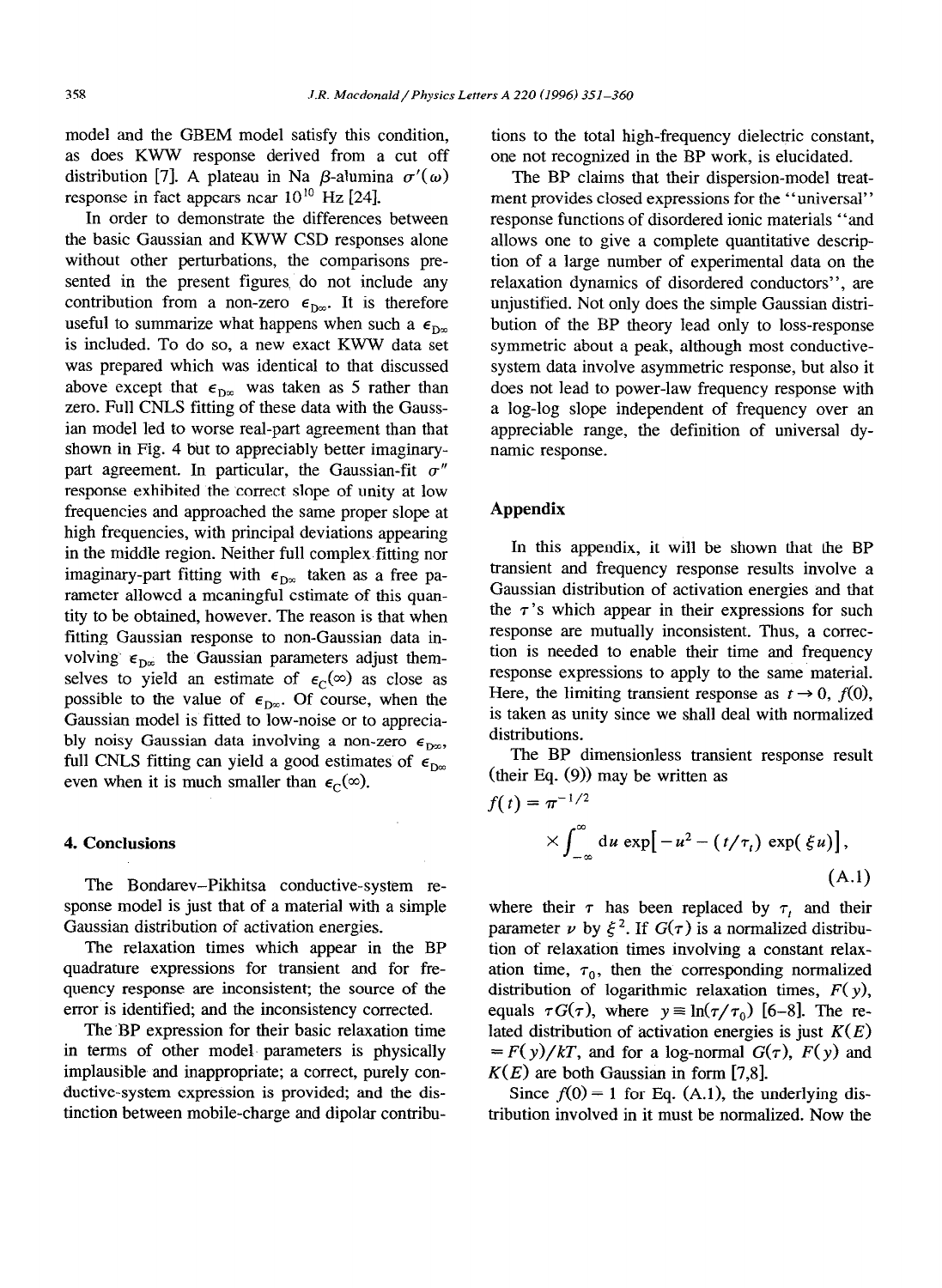model and the GBEM model satisfy this condition, as does KWW response derived from a cut off distribution [7]. A plateau in Na $\beta$-alumina $\sigma'(\omega)$ response in fact appears near $10^{10}$ Hz [24].

In order to demonstrate the differences between the basic Gaussian and KWW CSD responses alone without other perturbations, the comparisons presented in the present figures do not include any contribution from a non-zero $\epsilon_{D\infty}$. It is therefore useful to summarize what happens when such a $\epsilon_{D\infty}$ is included. To do so, a new exact KWW data set was prepared which was identical to that discussed above except that $\epsilon_{D\infty}$ was taken as 5 rather than zero. Full CNLS fitting of these data with the Gaussian model led to worse real-part agreement than that shown in Fig. 4 but to appreciably better imaginary-part agreement. In particular, the Gaussian-fit $\sigma''$ response exhibited the correct slope of unity at low frequencies and approached the same proper slope at high frequencies, with principal deviations appearing in the middle region. Neither full complex fitting nor imaginary-part fitting with $\epsilon_{D\infty}$ taken as a free parameter allowed a meaningful estimate of this quantity to be obtained, however. The reason is that when fitting Gaussian response to non-Gaussian data involving $\epsilon_{D\infty}$ the Gaussian parameters adjust themselves to yield an estimate of $\epsilon_C(\infty)$ as close as possible to the value of $\epsilon_{D\infty}$. Of course, when the Gaussian model is fitted to low-noise or to appreciably noisy Gaussian data involving a non-zero $\epsilon_{D\infty}$, full CNLS fitting can yield a good estimates of $\epsilon_{D\infty}$ even when it is much smaller than $\epsilon_C(\infty)$.

## 4. Conclusions

The Bondarev–Pikhitsa conductive-system response model is just that of a material with a simple Gaussian distribution of activation energies.

The relaxation times which appear in the BP quadrature expressions for transient and for frequency response are inconsistent; the source of the error is identified; and the inconsistency corrected.

The BP expression for their basic relaxation time in terms of other model parameters is physically implausible and inappropriate; a correct, purely conductive-system expression is provided; and the distinction between mobile-charge and dipolar contributions to the total high-frequency dielectric constant, one not recognized in the BP work, is elucidated.

The BP claims that their dispersion-model treatment provides closed expressions for the "universal" response functions of disordered ionic materials "and allows one to give a complete quantitative description of a large number of experimental data on the relaxation dynamics of disordered conductors", are unjustified. Not only does the simple Gaussian distribution of the BP theory lead only to loss-response symmetric about a peak, although most conductive-system data involve asymmetric response, but also it does not lead to power-law frequency response with a log-log slope independent of frequency over an appreciable range, the definition of universal dynamic response.

## Appendix

In this appendix, it will be shown that the BP transient and frequency response results involve a Gaussian distribution of activation energies and that the $\tau$'s which appear in their expressions for such response are mutually inconsistent. Thus, a correction is needed to enable their time and frequency response expressions to apply to the same material. Here, the limiting transient response as $t \to 0$, $f(0)$, is taken as unity since we shall deal with normalized distributions.

The BP dimensionless transient response result (their Eq. (9)) may be written as

$$f(t) = \pi^{-1/2} \times \int_{-\infty}^{\infty} du \exp\left[-u^2 - (t/\tau_t)\exp(\xi u)\right], \tag{A.1}$$

where their $\tau$ has been replaced by $\tau_t$ and their parameter $\nu$ by $\xi^2$. If $G(\tau)$ is a normalized distribution of relaxation times involving a constant relaxation time, $\tau_0$, then the corresponding normalized distribution of logarithmic relaxation times, $F(y)$, equals $\tau G(\tau)$, where $y \equiv \ln(\tau/\tau_0)$ [6–8]. The related distribution of activation energies is just $K(E) = F(y)/kT$, and for a log-normal $G(\tau)$, $F(y)$ and $K(E)$ are both Gaussian in form [7,8].

Since $f(0) = 1$ for Eq. (A.1), the underlying distribution involved in it must be normalized. Now the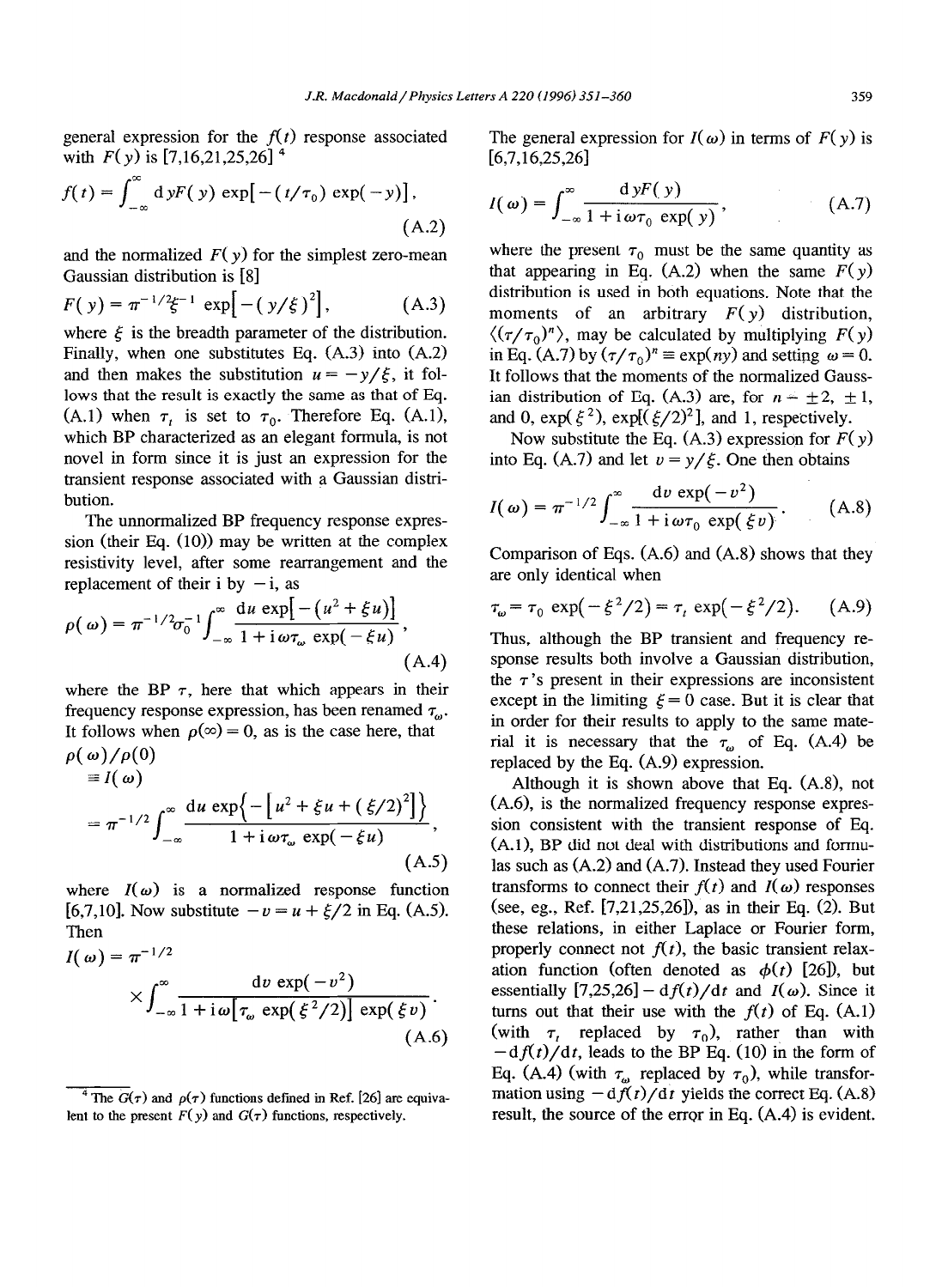general expression for the $f(t)$ response associated with $F(y)$ is [7,16,21,25,26] [4]

$$f(t) = \int_{-\infty}^{\infty} \mathrm{d}y F(y) \exp[-(t/\tau_0)\exp(-y)], \tag{A.2}$$

and the normalized $F(y)$ for the simplest zero-mean Gaussian distribution is [8]

$$F(y) = \pi^{-1/2}\xi^{-1} \exp[-(y/\xi)^2], \tag{A.3}$$

where $\xi$ is the breadth parameter of the distribution. Finally, when one substitutes Eq. (A.3) into (A.2) and then makes the substitution $u = -y/\xi$, it follows that the result is exactly the same as that of Eq. (A.1) when $\tau_t$ is set to $\tau_0$. Therefore Eq. (A.1), which BP characterized as an elegant formula, is not novel in form since it is just an expression for the transient response associated with a Gaussian distribution.

The unnormalized BP frequency response expression (their Eq. (10)) may be written at the complex resistivity level, after some rearrangement and the replacement of their i by $-$i, as

$$\rho(\omega) = \pi^{-1/2}\sigma_0^{-1} \int_{-\infty}^{\infty} \frac{\mathrm{d}u \exp[-(u^2 + \xi u)]}{1 + \mathrm{i}\omega\tau_\omega \exp(-\xi u)}, \tag{A.4}$$

where the BP $\tau$, here that which appears in their frequency response expression, has been renamed $\tau_\omega$. It follows when $\rho(\infty) = 0$, as is the case here, that

$$\rho(\omega)/\rho(0) \equiv I(\omega) = \pi^{-1/2} \int_{-\infty}^{\infty} \frac{\mathrm{d}u \exp\{-[u^2 + \xi u + (\xi/2)^2]\}}{1 + \mathrm{i}\omega\tau_\omega \exp(-\xi u)}, \tag{A.5}$$

where $I(\omega)$ is a normalized response function [6,7,10]. Now substitute $-v = u + \xi/2$ in Eq. (A.5). Then

$$I(\omega) = \pi^{-1/2} \times \int_{-\infty}^{\infty} \frac{\mathrm{d}v \exp(-v^2)}{1 + \mathrm{i}\omega[\tau_\omega \exp(\xi^2/2)] \exp(\xi v)}. \tag{A.6}$$

The general expression for $I(\omega)$ in terms of $F(y)$ is [6,7,16,25,26]

$$I(\omega) = \int_{-\infty}^{\infty} \frac{\mathrm{d}y F(y)}{1 + \mathrm{i}\omega\tau_0 \exp(y)}, \tag{A.7}$$

where the present $\tau_0$ must be the same quantity as that appearing in Eq. (A.2) when the same $F(y)$ distribution is used in both equations. Note that the moments of an arbitrary $F(y)$ distribution, $\langle(\tau/\tau_0)^n\rangle$, may be calculated by multiplying $F(y)$ in Eq. (A.7) by $(\tau/\tau_0)^n \equiv \exp(ny)$ and setting $\omega = 0$. It follows that the moments of the normalized Gaussian distribution of Eq. (A.3) are, for $n = \pm 2, \pm 1$, and 0, $\exp(\xi^2)$, $\exp[(\xi/2)^2]$, and 1, respectively.

Now substitute the Eq. (A.3) expression for $F(y)$ into Eq. (A.7) and let $v = y/\xi$. One then obtains

$$I(\omega) = \pi^{-1/2} \int_{-\infty}^{\infty} \frac{\mathrm{d}v \exp(-v^2)}{1 + \mathrm{i}\omega\tau_0 \exp(\xi v)}. \tag{A.8}$$

Comparison of Eqs. (A.6) and (A.8) shows that they are only identical when

$$\tau_\omega = \tau_0 \exp(-\xi^2/2) = \tau_t \exp(-\xi^2/2). \tag{A.9}$$

Thus, although the BP transient and frequency response results both involve a Gaussian distribution, the $\tau$'s present in their expressions are inconsistent except in the limiting $\xi = 0$ case. But it is clear that in order for their results to apply to the same material it is necessary that the $\tau_\omega$ of Eq. (A.4) be replaced by the Eq. (A.9) expression.

Although it is shown above that Eq. (A.8), not (A.6), is the normalized frequency response expression consistent with the transient response of Eq. (A.1), BP did not deal with distributions and formulas such as (A.2) and (A.7). Instead they used Fourier transforms to connect their $f(t)$ and $I(\omega)$ responses (see, eg., Ref. [7,21,25,26]), as in their Eq. (2). But these relations, in either Laplace or Fourier form, properly connect not $f(t)$, the basic transient relaxation function (often denoted as $\phi(t)$ [26]), but essentially [7,25,26] $-\mathrm{d}f(t)/\mathrm{d}t$ and $I(\omega)$. Since it turns out that their use with the $f(t)$ of Eq. (A.1) (with $\tau_t$ replaced by $\tau_0$), rather than with $-\mathrm{d}f(t)/\mathrm{d}t$, leads to the BP Eq. (10) in the form of Eq. (A.4) (with $\tau_\omega$ replaced by $\tau_0$), while transformation using $-\mathrm{d}f(t)/\mathrm{d}t$ yields the correct Eq. (A.8) result, the source of the error in Eq. (A.4) is evident.

[4] The $G(\tau)$ and $\rho(\tau)$ functions defined in Ref. [26] are equivalent to the present $F(y)$ and $G(\tau)$ functions, respectively.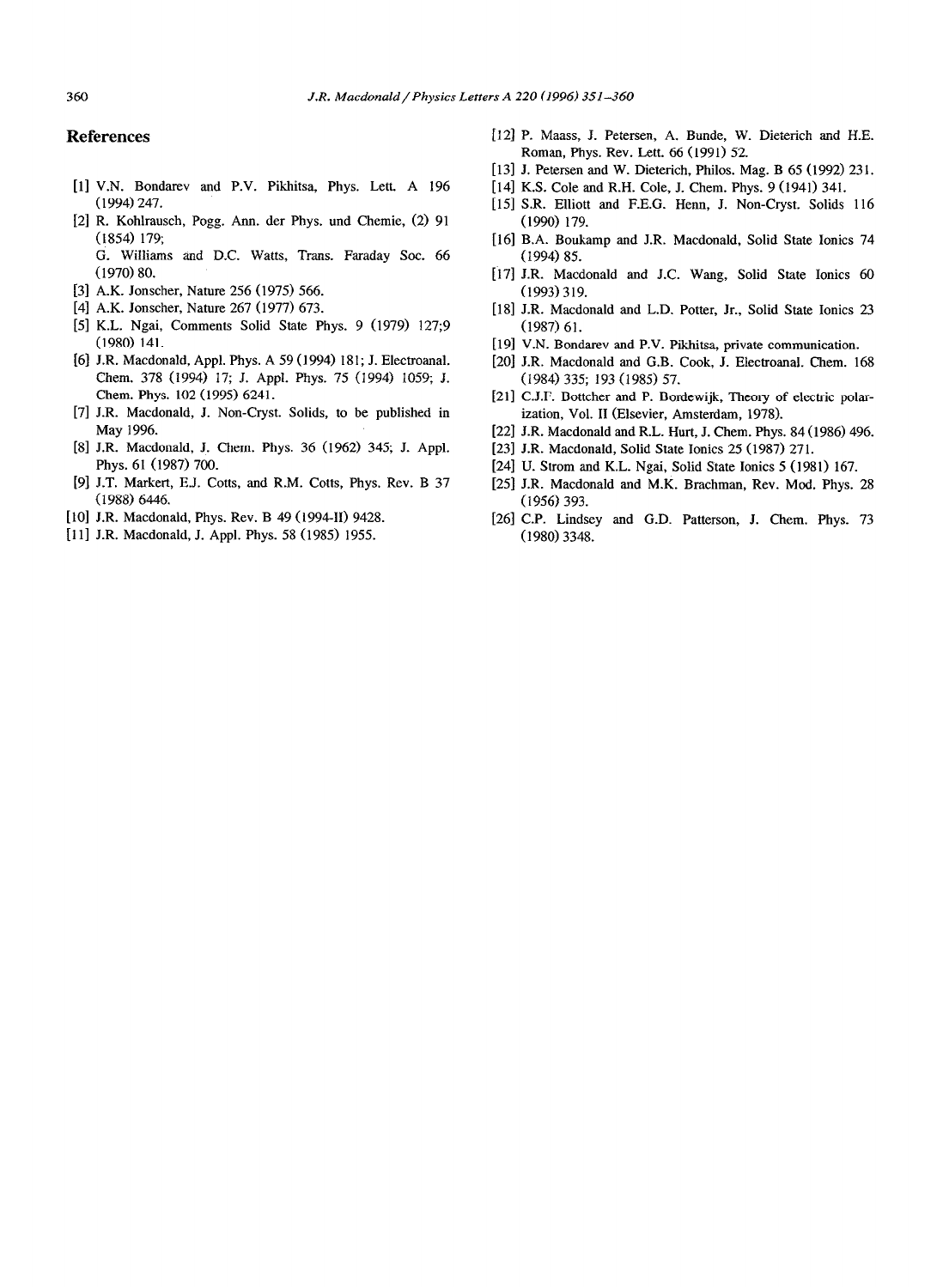## References

[1] V.N. Bondarev and P.V. Pikhitsa, Phys. Lett. A 196 (1994) 247.

[2] R. Kohlrausch, Pogg. Ann. der Phys. und Chemie, (2) 91 (1854) 179;
G. Williams and D.C. Watts, Trans. Faraday Soc. 66 (1970) 80.

[3] A.K. Jonscher, Nature 256 (1975) 566.

[4] A.K. Jonscher, Nature 267 (1977) 673.

[5] K.L. Ngai, Comments Solid State Phys. 9 (1979) 127;9 (1980) 141.

[6] J.R. Macdonald, Appl. Phys. A 59 (1994) 181; J. Electroanal. Chem. 378 (1994) 17; J. Appl. Phys. 75 (1994) 1059; J. Chem. Phys. 102 (1995) 6241.

[7] J.R. Macdonald, J. Non-Cryst. Solids, to be published in May 1996.

[8] J.R. Macdonald, J. Chem. Phys. 36 (1962) 345; J. Appl. Phys. 61 (1987) 700.

[9] J.T. Markert, E.J. Cotts, and R.M. Cotts, Phys. Rev. B 37 (1988) 6446.

[10] J.R. Macdonald, Phys. Rev. B 49 (1994-II) 9428.

[11] J.R. Macdonald, J. Appl. Phys. 58 (1985) 1955.

[12] P. Maass, J. Petersen, A. Bunde, W. Dieterich and H.E. Roman, Phys. Rev. Lett. 66 (1991) 52.

[13] J. Petersen and W. Dieterich, Philos. Mag. B 65 (1992) 231.

[14] K.S. Cole and R.H. Cole, J. Chem. Phys. 9 (1941) 341.

[15] S.R. Elliott and F.E.G. Henn, J. Non-Cryst. Solids 116 (1990) 179.

[16] B.A. Boukamp and J.R. Macdonald, Solid State Ionics 74 (1994) 85.

[17] J.R. Macdonald and J.C. Wang, Solid State Ionics 60 (1993) 319.

[18] J.R. Macdonald and L.D. Potter, Jr., Solid State Ionics 23 (1987) 61.

[19] V.N. Bondarev and P.V. Pikhitsa, private communication.

[20] J.R. Macdonald and G.B. Cook, J. Electroanal. Chem. 168 (1984) 335; 193 (1985) 57.

[21] C.J.F. Bottcher and P. Bordewijk, Theory of electric polarization, Vol. II (Elsevier, Amsterdam, 1978).

[22] J.R. Macdonald and R.L. Hurt, J. Chem. Phys. 84 (1986) 496.

[23] J.R. Macdonald, Solid State Ionics 25 (1987) 271.

[24] U. Strom and K.L. Ngai, Solid State Ionics 5 (1981) 167.

[25] J.R. Macdonald and M.K. Brachman, Rev. Mod. Phys. 28 (1956) 393.

[26] C.P. Lindsey and G.D. Patterson, J. Chem. Phys. 73 (1980) 3348.